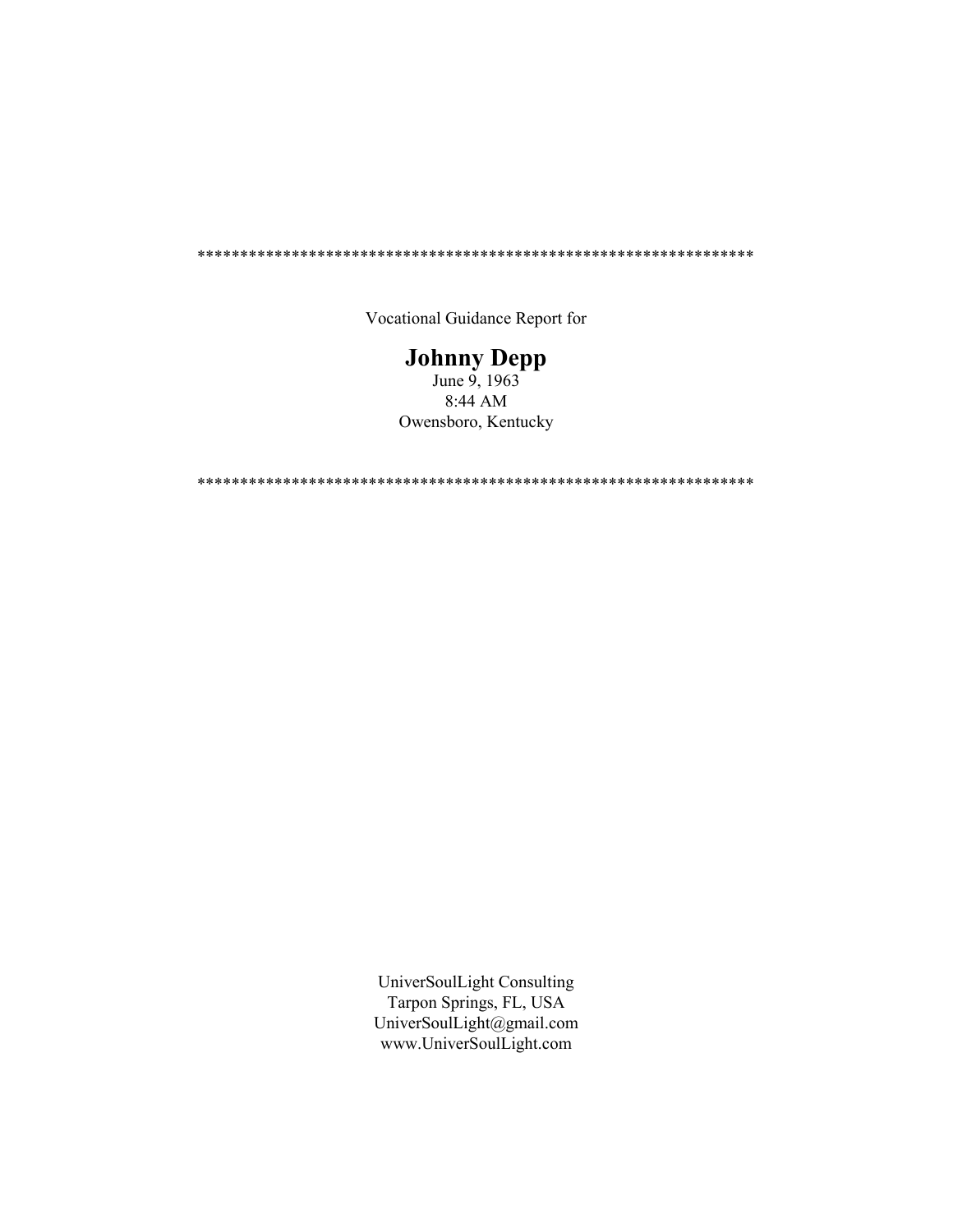****************************************************************

Vocational Guidance Report for

# Johnny Depp

June 9, 1963
8:44 AM
Owensboro, Kentucky

****************************************************************

UniverSoulLight Consulting
Tarpon Springs, FL, USA
UniverSoulLight@gmail.com
www.UniverSoulLight.com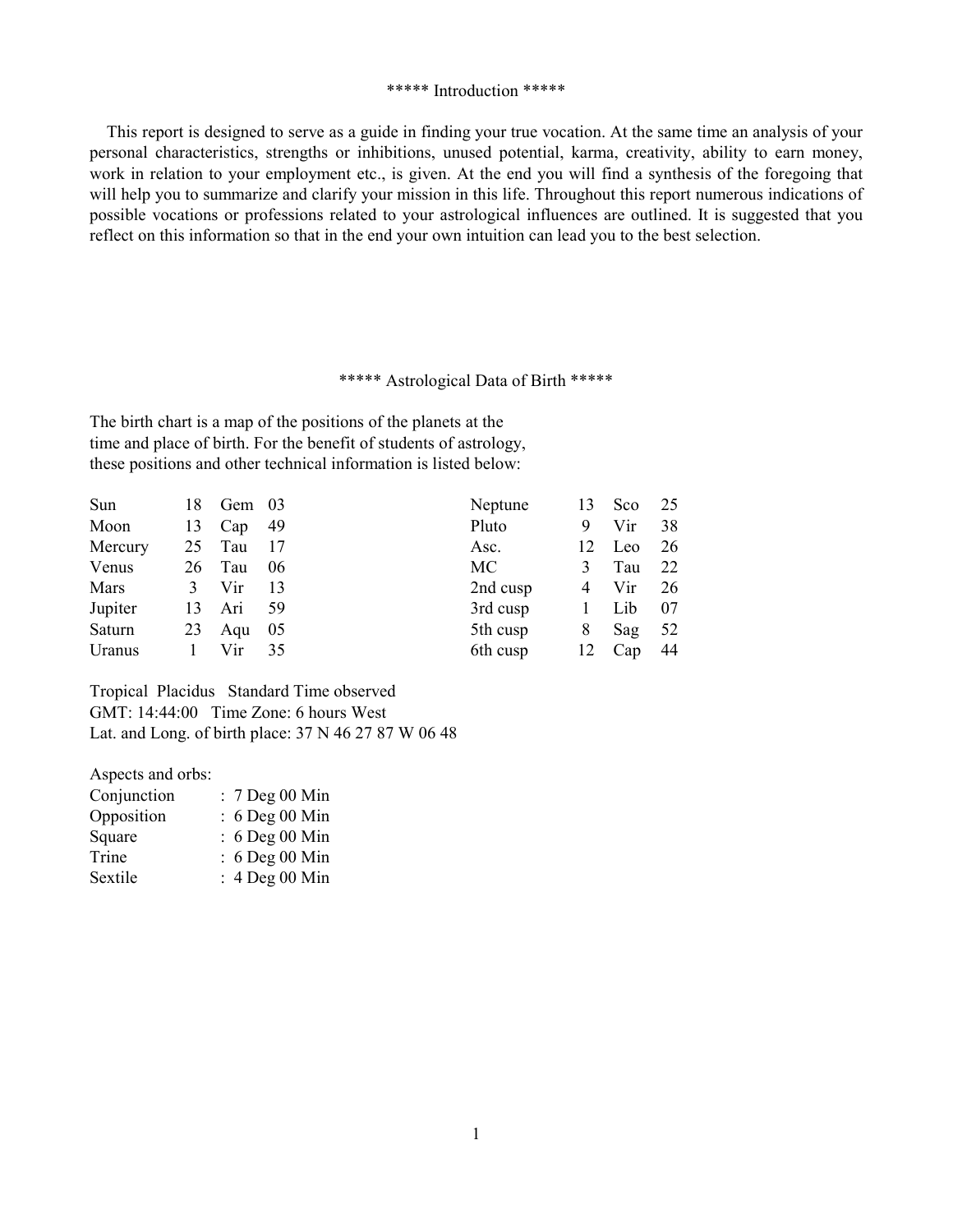## ***** Introduction *****

This report is designed to serve as a guide in finding your true vocation. At the same time an analysis of your personal characteristics, strengths or inhibitions, unused potential, karma, creativity, ability to earn money, work in relation to your employment etc., is given. At the end you will find a synthesis of the foregoing that will help you to summarize and clarify your mission in this life. Throughout this report numerous indications of possible vocations or professions related to your astrological influences are outlined. It is suggested that you reflect on this information so that in the end your own intuition can lead you to the best selection.

## ***** Astrological Data of Birth *****

The birth chart is a map of the positions of the planets at the time and place of birth. For the benefit of students of astrology, these positions and other technical information is listed below:

| | | | | | | | |
|---|---|---|---|---|---|---|---|
| Sun | 18 | Gem | 03 | Neptune | 13 | Sco | 25 |
| Moon | 13 | Cap | 49 | Pluto | 9 | Vir | 38 |
| Mercury | 25 | Tau | 17 | Asc. | 12 | Leo | 26 |
| Venus | 26 | Tau | 06 | MC | 3 | Tau | 22 |
| Mars | 3 | Vir | 13 | 2nd cusp | 4 | Vir | 26 |
| Jupiter | 13 | Ari | 59 | 3rd cusp | 1 | Lib | 07 |
| Saturn | 23 | Aqu | 05 | 5th cusp | 8 | Sag | 52 |
| Uranus | 1 | Vir | 35 | 6th cusp | 12 | Cap | 44 |

Tropical Placidus Standard Time observed
GMT: 14:44:00 Time Zone: 6 hours West
Lat. and Long. of birth place: 37 N 46 27 87 W 06 48

Aspects and orbs:

| | |
|---|---|
| Conjunction | : 7 Deg 00 Min |
| Opposition | : 6 Deg 00 Min |
| Square | : 6 Deg 00 Min |
| Trine | : 6 Deg 00 Min |
| Sextile | : 4 Deg 00 Min |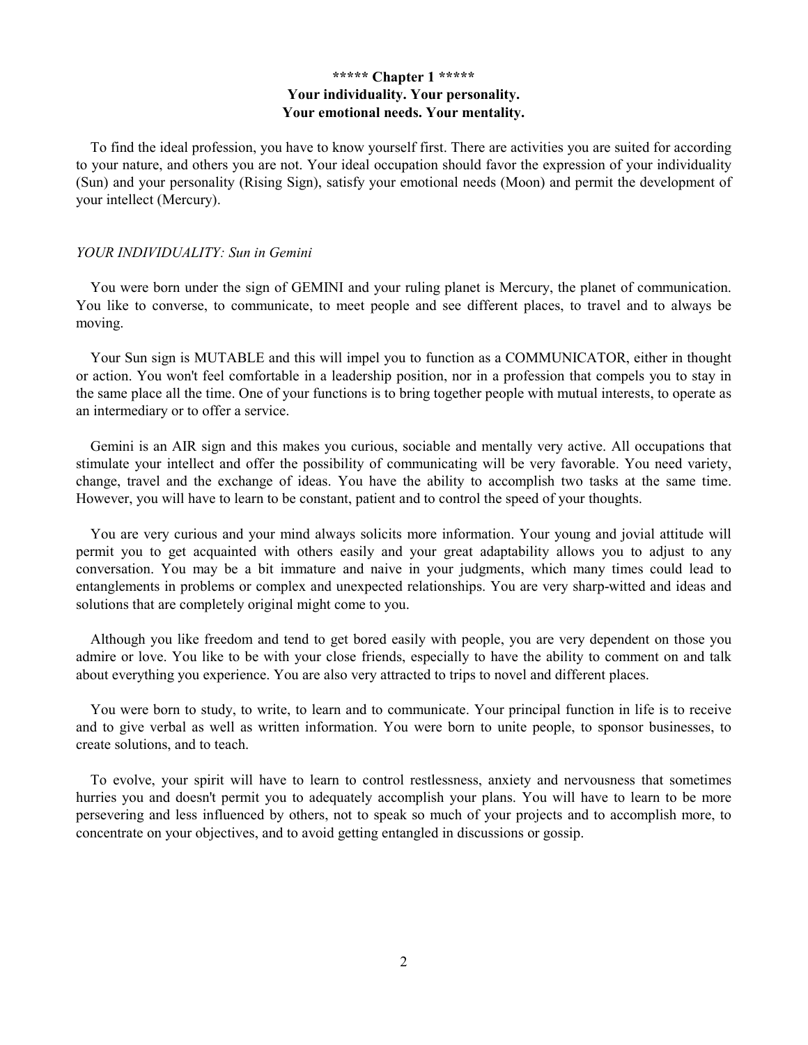## ***** Chapter 1 *****
## Your individuality. Your personality.
## Your emotional needs. Your mentality.

To find the ideal profession, you have to know yourself first. There are activities you are suited for according to your nature, and others you are not. Your ideal occupation should favor the expression of your individuality (Sun) and your personality (Rising Sign), satisfy your emotional needs (Moon) and permit the development of your intellect (Mercury).

*YOUR INDIVIDUALITY: Sun in Gemini*

You were born under the sign of GEMINI and your ruling planet is Mercury, the planet of communication. You like to converse, to communicate, to meet people and see different places, to travel and to always be moving.

Your Sun sign is MUTABLE and this will impel you to function as a COMMUNICATOR, either in thought or action. You won't feel comfortable in a leadership position, nor in a profession that compels you to stay in the same place all the time. One of your functions is to bring together people with mutual interests, to operate as an intermediary or to offer a service.

Gemini is an AIR sign and this makes you curious, sociable and mentally very active. All occupations that stimulate your intellect and offer the possibility of communicating will be very favorable. You need variety, change, travel and the exchange of ideas. You have the ability to accomplish two tasks at the same time. However, you will have to learn to be constant, patient and to control the speed of your thoughts.

You are very curious and your mind always solicits more information. Your young and jovial attitude will permit you to get acquainted with others easily and your great adaptability allows you to adjust to any conversation. You may be a bit immature and naive in your judgments, which many times could lead to entanglements in problems or complex and unexpected relationships. You are very sharp-witted and ideas and solutions that are completely original might come to you.

Although you like freedom and tend to get bored easily with people, you are very dependent on those you admire or love. You like to be with your close friends, especially to have the ability to comment on and talk about everything you experience. You are also very attracted to trips to novel and different places.

You were born to study, to write, to learn and to communicate. Your principal function in life is to receive and to give verbal as well as written information. You were born to unite people, to sponsor businesses, to create solutions, and to teach.

To evolve, your spirit will have to learn to control restlessness, anxiety and nervousness that sometimes hurries you and doesn't permit you to adequately accomplish your plans. You will have to learn to be more persevering and less influenced by others, not to speak so much of your projects and to accomplish more, to concentrate on your objectives, and to avoid getting entangled in discussions or gossip.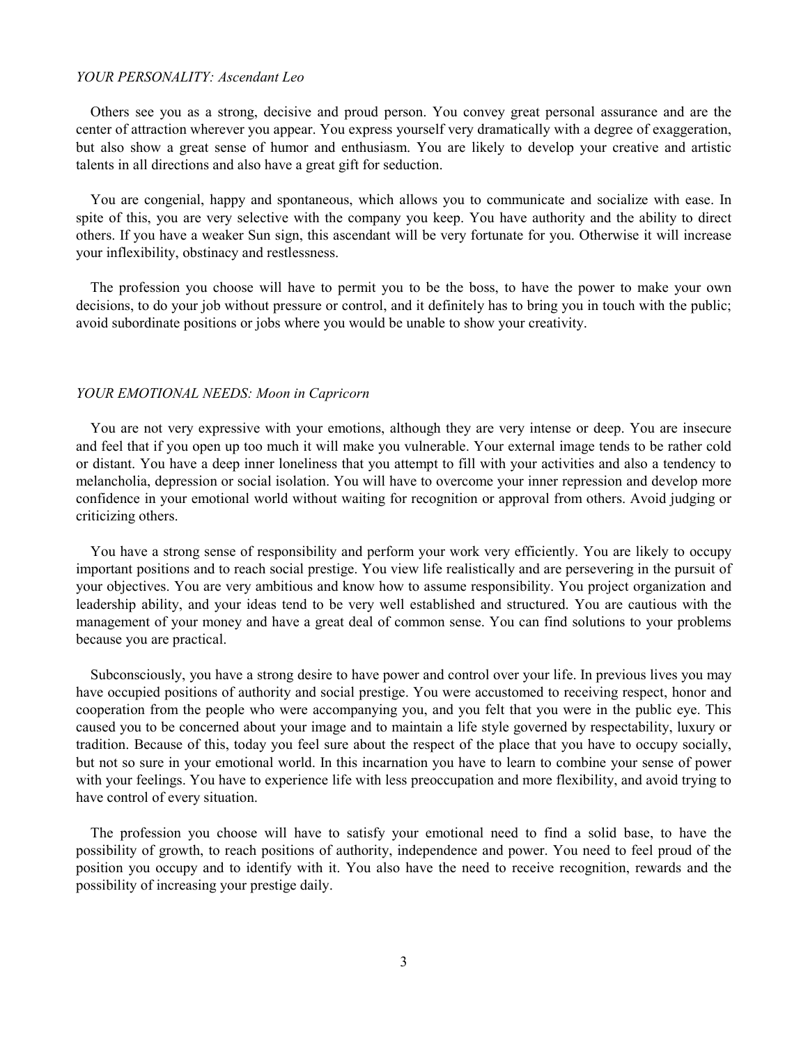*YOUR PERSONALITY: Ascendant Leo*

Others see you as a strong, decisive and proud person. You convey great personal assurance and are the center of attraction wherever you appear. You express yourself very dramatically with a degree of exaggeration, but also show a great sense of humor and enthusiasm. You are likely to develop your creative and artistic talents in all directions and also have a great gift for seduction.

You are congenial, happy and spontaneous, which allows you to communicate and socialize with ease. In spite of this, you are very selective with the company you keep. You have authority and the ability to direct others. If you have a weaker Sun sign, this ascendant will be very fortunate for you. Otherwise it will increase your inflexibility, obstinacy and restlessness.

The profession you choose will have to permit you to be the boss, to have the power to make your own decisions, to do your job without pressure or control, and it definitely has to bring you in touch with the public; avoid subordinate positions or jobs where you would be unable to show your creativity.

*YOUR EMOTIONAL NEEDS: Moon in Capricorn*

You are not very expressive with your emotions, although they are very intense or deep. You are insecure and feel that if you open up too much it will make you vulnerable. Your external image tends to be rather cold or distant. You have a deep inner loneliness that you attempt to fill with your activities and also a tendency to melancholia, depression or social isolation. You will have to overcome your inner repression and develop more confidence in your emotional world without waiting for recognition or approval from others. Avoid judging or criticizing others.

You have a strong sense of responsibility and perform your work very efficiently. You are likely to occupy important positions and to reach social prestige. You view life realistically and are persevering in the pursuit of your objectives. You are very ambitious and know how to assume responsibility. You project organization and leadership ability, and your ideas tend to be very well established and structured. You are cautious with the management of your money and have a great deal of common sense. You can find solutions to your problems because you are practical.

Subconsciously, you have a strong desire to have power and control over your life. In previous lives you may have occupied positions of authority and social prestige. You were accustomed to receiving respect, honor and cooperation from the people who were accompanying you, and you felt that you were in the public eye. This caused you to be concerned about your image and to maintain a life style governed by respectability, luxury or tradition. Because of this, today you feel sure about the respect of the place that you have to occupy socially, but not so sure in your emotional world. In this incarnation you have to learn to combine your sense of power with your feelings. You have to experience life with less preoccupation and more flexibility, and avoid trying to have control of every situation.

The profession you choose will have to satisfy your emotional need to find a solid base, to have the possibility of growth, to reach positions of authority, independence and power. You need to feel proud of the position you occupy and to identify with it. You also have the need to receive recognition, rewards and the possibility of increasing your prestige daily.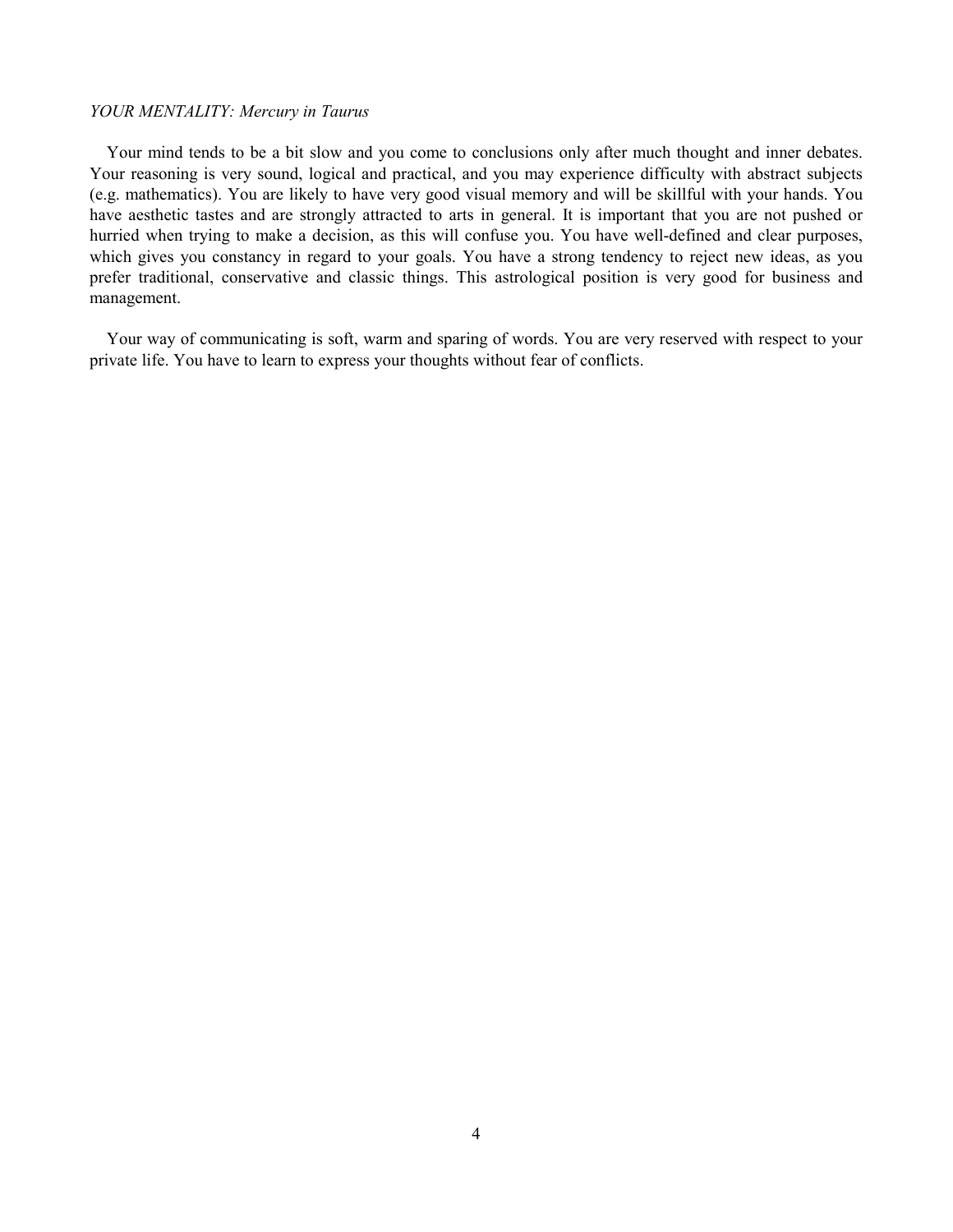*YOUR MENTALITY: Mercury in Taurus*

Your mind tends to be a bit slow and you come to conclusions only after much thought and inner debates. Your reasoning is very sound, logical and practical, and you may experience difficulty with abstract subjects (e.g. mathematics). You are likely to have very good visual memory and will be skillful with your hands. You have aesthetic tastes and are strongly attracted to arts in general. It is important that you are not pushed or hurried when trying to make a decision, as this will confuse you. You have well-defined and clear purposes, which gives you constancy in regard to your goals. You have a strong tendency to reject new ideas, as you prefer traditional, conservative and classic things. This astrological position is very good for business and management.

Your way of communicating is soft, warm and sparing of words. You are very reserved with respect to your private life. You have to learn to express your thoughts without fear of conflicts.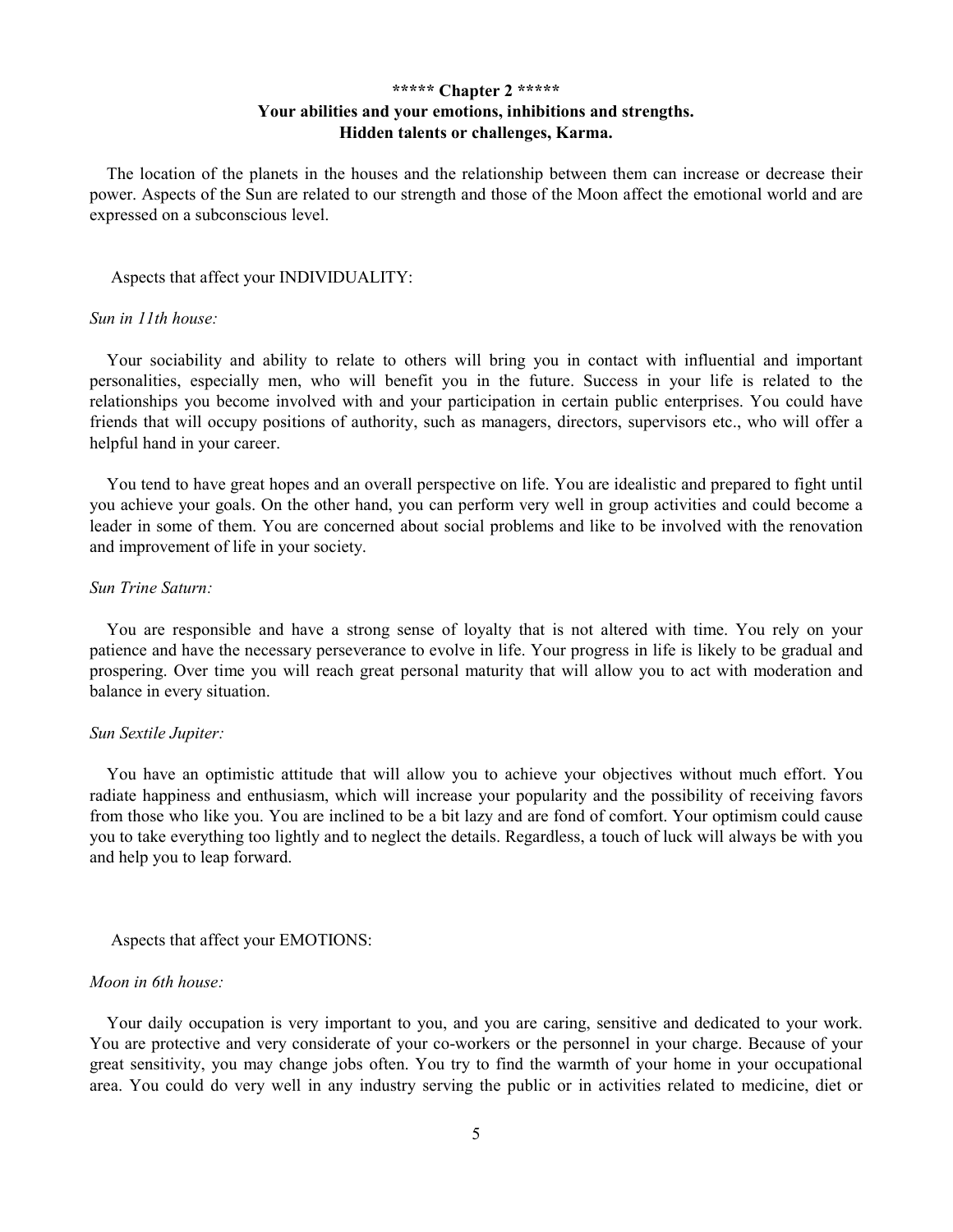## ***** Chapter 2 *****

## Your abilities and your emotions, inhibitions and strengths. Hidden talents or challenges, Karma.

The location of the planets in the houses and the relationship between them can increase or decrease their power. Aspects of the Sun are related to our strength and those of the Moon affect the emotional world and are expressed on a subconscious level.

Aspects that affect your INDIVIDUALITY:

*Sun in 11th house:*

Your sociability and ability to relate to others will bring you in contact with influential and important personalities, especially men, who will benefit you in the future. Success in your life is related to the relationships you become involved with and your participation in certain public enterprises. You could have friends that will occupy positions of authority, such as managers, directors, supervisors etc., who will offer a helpful hand in your career.

You tend to have great hopes and an overall perspective on life. You are idealistic and prepared to fight until you achieve your goals. On the other hand, you can perform very well in group activities and could become a leader in some of them. You are concerned about social problems and like to be involved with the renovation and improvement of life in your society.

*Sun Trine Saturn:*

You are responsible and have a strong sense of loyalty that is not altered with time. You rely on your patience and have the necessary perseverance to evolve in life. Your progress in life is likely to be gradual and prospering. Over time you will reach great personal maturity that will allow you to act with moderation and balance in every situation.

*Sun Sextile Jupiter:*

You have an optimistic attitude that will allow you to achieve your objectives without much effort. You radiate happiness and enthusiasm, which will increase your popularity and the possibility of receiving favors from those who like you. You are inclined to be a bit lazy and are fond of comfort. Your optimism could cause you to take everything too lightly and to neglect the details. Regardless, a touch of luck will always be with you and help you to leap forward.

Aspects that affect your EMOTIONS:

*Moon in 6th house:*

Your daily occupation is very important to you, and you are caring, sensitive and dedicated to your work. You are protective and very considerate of your co-workers or the personnel in your charge. Because of your great sensitivity, you may change jobs often. You try to find the warmth of your home in your occupational area. You could do very well in any industry serving the public or in activities related to medicine, diet or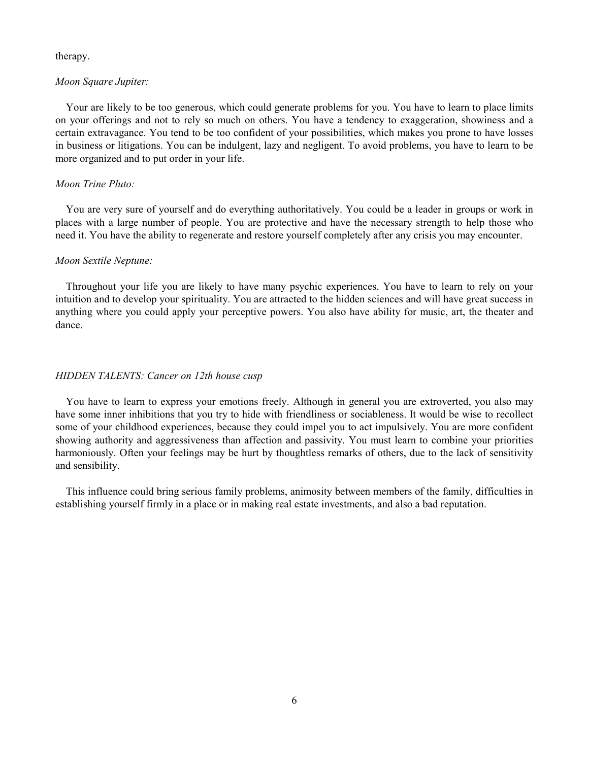therapy.

*Moon Square Jupiter:*

Your are likely to be too generous, which could generate problems for you. You have to learn to place limits on your offerings and not to rely so much on others. You have a tendency to exaggeration, showiness and a certain extravagance. You tend to be too confident of your possibilities, which makes you prone to have losses in business or litigations. You can be indulgent, lazy and negligent. To avoid problems, you have to learn to be more organized and to put order in your life.

*Moon Trine Pluto:*

You are very sure of yourself and do everything authoritatively. You could be a leader in groups or work in places with a large number of people. You are protective and have the necessary strength to help those who need it. You have the ability to regenerate and restore yourself completely after any crisis you may encounter.

*Moon Sextile Neptune:*

Throughout your life you are likely to have many psychic experiences. You have to learn to rely on your intuition and to develop your spirituality. You are attracted to the hidden sciences and will have great success in anything where you could apply your perceptive powers. You also have ability for music, art, the theater and dance.

*HIDDEN TALENTS: Cancer on 12th house cusp*

You have to learn to express your emotions freely. Although in general you are extroverted, you also may have some inner inhibitions that you try to hide with friendliness or sociableness. It would be wise to recollect some of your childhood experiences, because they could impel you to act impulsively. You are more confident showing authority and aggressiveness than affection and passivity. You must learn to combine your priorities harmoniously. Often your feelings may be hurt by thoughtless remarks of others, due to the lack of sensitivity and sensibility.

This influence could bring serious family problems, animosity between members of the family, difficulties in establishing yourself firmly in a place or in making real estate investments, and also a bad reputation.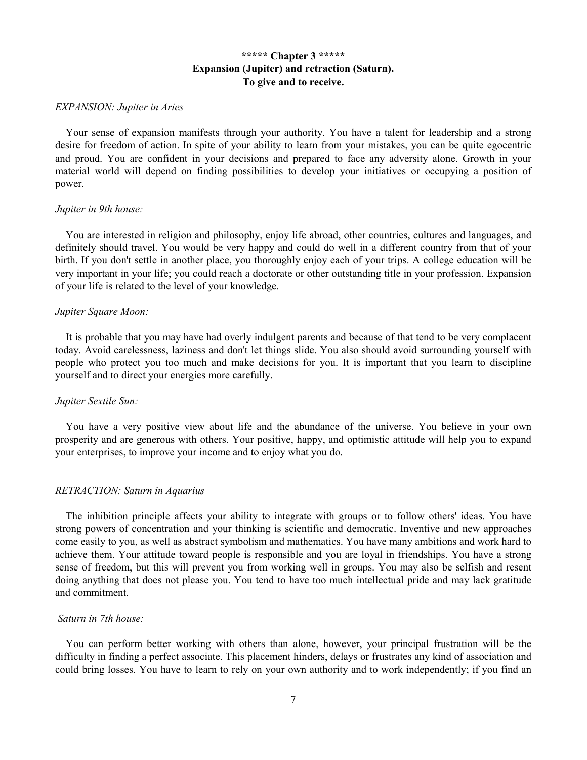## ***** Chapter 3 *****
## Expansion (Jupiter) and retraction (Saturn).
## To give and to receive.

*EXPANSION: Jupiter in Aries*

Your sense of expansion manifests through your authority. You have a talent for leadership and a strong desire for freedom of action. In spite of your ability to learn from your mistakes, you can be quite egocentric and proud. You are confident in your decisions and prepared to face any adversity alone. Growth in your material world will depend on finding possibilities to develop your initiatives or occupying a position of power.

*Jupiter in 9th house:*

You are interested in religion and philosophy, enjoy life abroad, other countries, cultures and languages, and definitely should travel. You would be very happy and could do well in a different country from that of your birth. If you don't settle in another place, you thoroughly enjoy each of your trips. A college education will be very important in your life; you could reach a doctorate or other outstanding title in your profession. Expansion of your life is related to the level of your knowledge.

*Jupiter Square Moon:*

It is probable that you may have had overly indulgent parents and because of that tend to be very complacent today. Avoid carelessness, laziness and don't let things slide. You also should avoid surrounding yourself with people who protect you too much and make decisions for you. It is important that you learn to discipline yourself and to direct your energies more carefully.

*Jupiter Sextile Sun:*

You have a very positive view about life and the abundance of the universe. You believe in your own prosperity and are generous with others. Your positive, happy, and optimistic attitude will help you to expand your enterprises, to improve your income and to enjoy what you do.

*RETRACTION: Saturn in Aquarius*

The inhibition principle affects your ability to integrate with groups or to follow others' ideas. You have strong powers of concentration and your thinking is scientific and democratic. Inventive and new approaches come easily to you, as well as abstract symbolism and mathematics. You have many ambitions and work hard to achieve them. Your attitude toward people is responsible and you are loyal in friendships. You have a strong sense of freedom, but this will prevent you from working well in groups. You may also be selfish and resent doing anything that does not please you. You tend to have too much intellectual pride and may lack gratitude and commitment.

*Saturn in 7th house:*

You can perform better working with others than alone, however, your principal frustration will be the difficulty in finding a perfect associate. This placement hinders, delays or frustrates any kind of association and could bring losses. You have to learn to rely on your own authority and to work independently; if you find an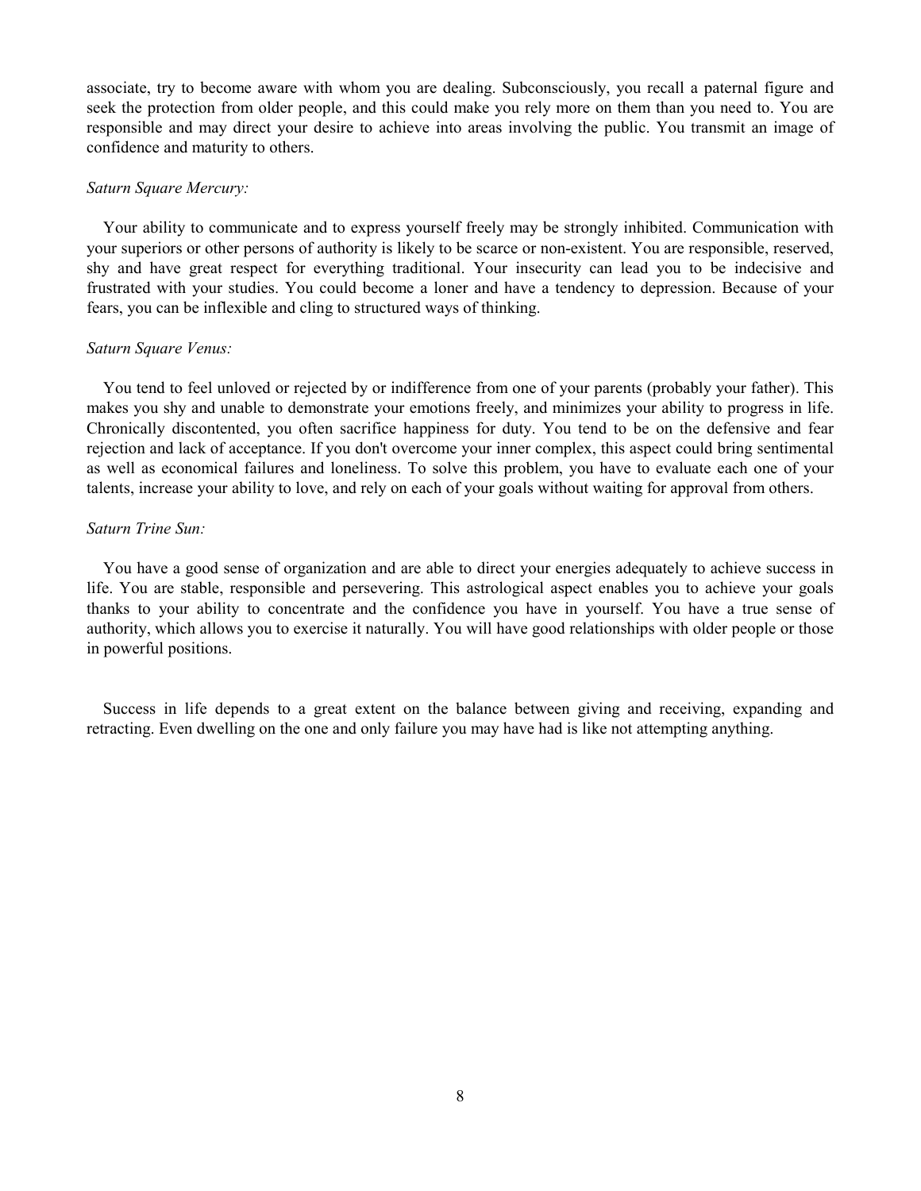associate, try to become aware with whom you are dealing. Subconsciously, you recall a paternal figure and seek the protection from older people, and this could make you rely more on them than you need to. You are responsible and may direct your desire to achieve into areas involving the public. You transmit an image of confidence and maturity to others.

*Saturn Square Mercury:*

Your ability to communicate and to express yourself freely may be strongly inhibited. Communication with your superiors or other persons of authority is likely to be scarce or non-existent. You are responsible, reserved, shy and have great respect for everything traditional. Your insecurity can lead you to be indecisive and frustrated with your studies. You could become a loner and have a tendency to depression. Because of your fears, you can be inflexible and cling to structured ways of thinking.

*Saturn Square Venus:*

You tend to feel unloved or rejected by or indifference from one of your parents (probably your father). This makes you shy and unable to demonstrate your emotions freely, and minimizes your ability to progress in life. Chronically discontented, you often sacrifice happiness for duty. You tend to be on the defensive and fear rejection and lack of acceptance. If you don't overcome your inner complex, this aspect could bring sentimental as well as economical failures and loneliness. To solve this problem, you have to evaluate each one of your talents, increase your ability to love, and rely on each of your goals without waiting for approval from others.

*Saturn Trine Sun:*

You have a good sense of organization and are able to direct your energies adequately to achieve success in life. You are stable, responsible and persevering. This astrological aspect enables you to achieve your goals thanks to your ability to concentrate and the confidence you have in yourself. You have a true sense of authority, which allows you to exercise it naturally. You will have good relationships with older people or those in powerful positions.

Success in life depends to a great extent on the balance between giving and receiving, expanding and retracting. Even dwelling on the one and only failure you may have had is like not attempting anything.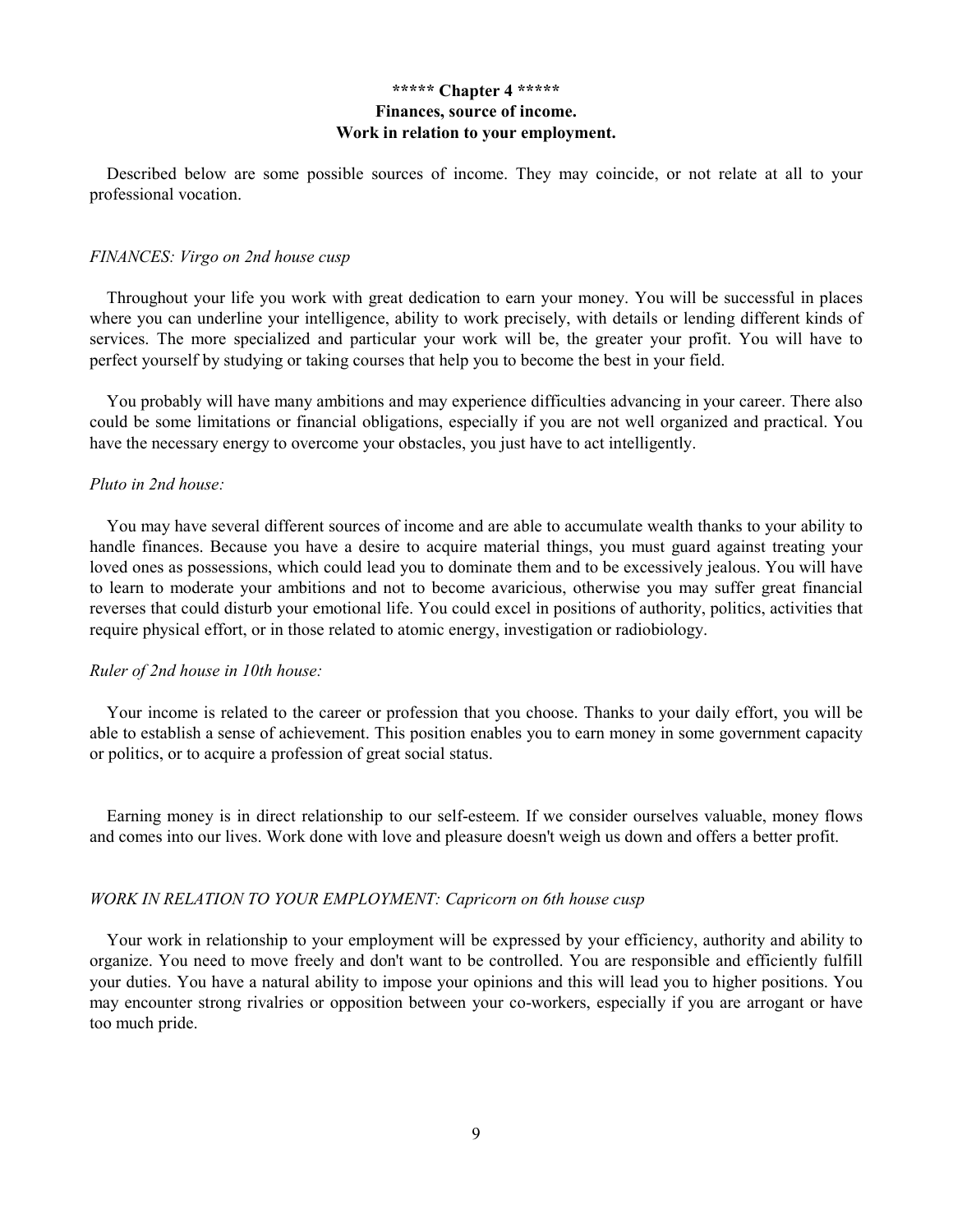**\*\*\*\*\* Chapter 4 \*\*\*\*\***

# Finances, source of income.
## Work in relation to your employment.

Described below are some possible sources of income. They may coincide, or not relate at all to your professional vocation.

*FINANCES: Virgo on 2nd house cusp*

Throughout your life you work with great dedication to earn your money. You will be successful in places where you can underline your intelligence, ability to work precisely, with details or lending different kinds of services. The more specialized and particular your work will be, the greater your profit. You will have to perfect yourself by studying or taking courses that help you to become the best in your field.

You probably will have many ambitions and may experience difficulties advancing in your career. There also could be some limitations or financial obligations, especially if you are not well organized and practical. You have the necessary energy to overcome your obstacles, you just have to act intelligently.

*Pluto in 2nd house:*

You may have several different sources of income and are able to accumulate wealth thanks to your ability to handle finances. Because you have a desire to acquire material things, you must guard against treating your loved ones as possessions, which could lead you to dominate them and to be excessively jealous. You will have to learn to moderate your ambitions and not to become avaricious, otherwise you may suffer great financial reverses that could disturb your emotional life. You could excel in positions of authority, politics, activities that require physical effort, or in those related to atomic energy, investigation or radiobiology.

*Ruler of 2nd house in 10th house:*

Your income is related to the career or profession that you choose. Thanks to your daily effort, you will be able to establish a sense of achievement. This position enables you to earn money in some government capacity or politics, or to acquire a profession of great social status.

Earning money is in direct relationship to our self-esteem. If we consider ourselves valuable, money flows and comes into our lives. Work done with love and pleasure doesn't weigh us down and offers a better profit.

*WORK IN RELATION TO YOUR EMPLOYMENT: Capricorn on 6th house cusp*

Your work in relationship to your employment will be expressed by your efficiency, authority and ability to organize. You need to move freely and don't want to be controlled. You are responsible and efficiently fulfill your duties. You have a natural ability to impose your opinions and this will lead you to higher positions. You may encounter strong rivalries or opposition between your co-workers, especially if you are arrogant or have too much pride.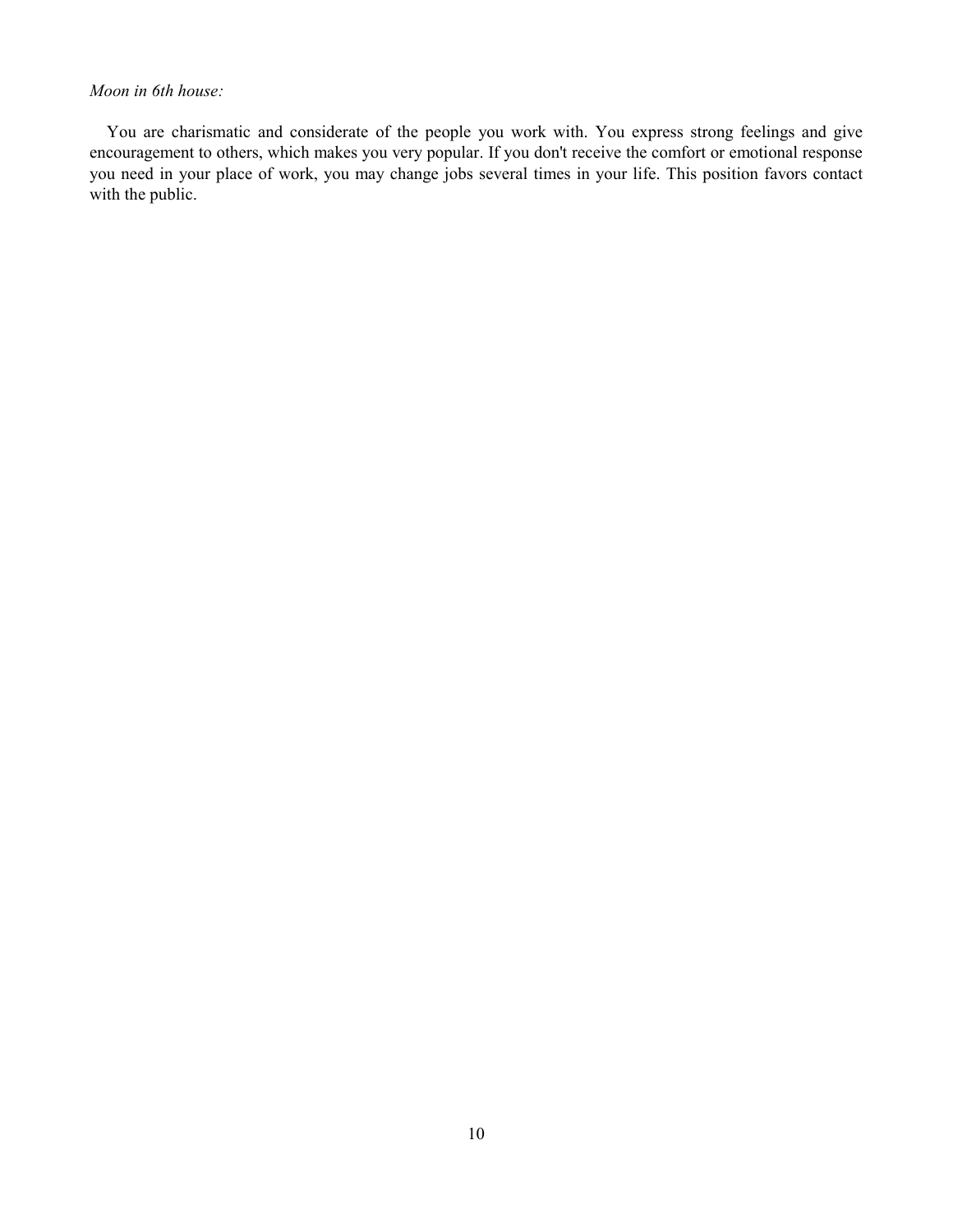*Moon in 6th house:*

You are charismatic and considerate of the people you work with. You express strong feelings and give encouragement to others, which makes you very popular. If you don't receive the comfort or emotional response you need in your place of work, you may change jobs several times in your life. This position favors contact with the public.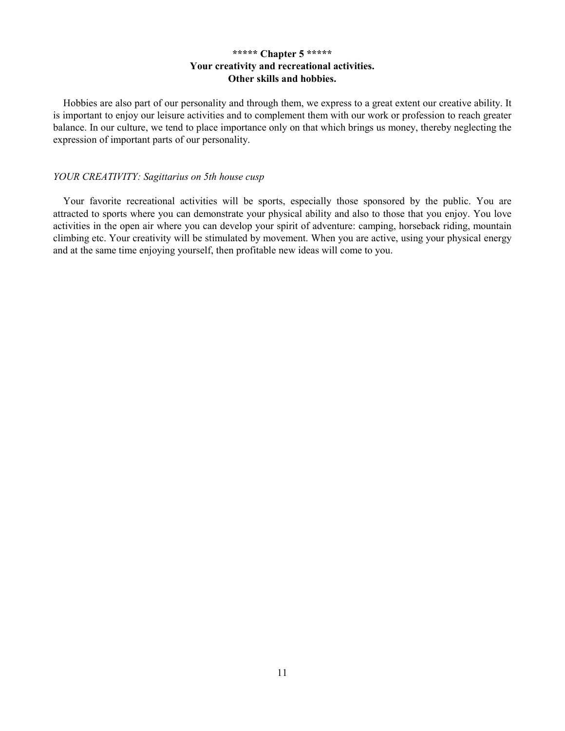## ***** Chapter 5 *****
## Your creativity and recreational activities.
## Other skills and hobbies.

Hobbies are also part of our personality and through them, we express to a great extent our creative ability. It is important to enjoy our leisure activities and to complement them with our work or profession to reach greater balance. In our culture, we tend to place importance only on that which brings us money, thereby neglecting the expression of important parts of our personality.

*YOUR CREATIVITY: Sagittarius on 5th house cusp*

Your favorite recreational activities will be sports, especially those sponsored by the public. You are attracted to sports where you can demonstrate your physical ability and also to those that you enjoy. You love activities in the open air where you can develop your spirit of adventure: camping, horseback riding, mountain climbing etc. Your creativity will be stimulated by movement. When you are active, using your physical energy and at the same time enjoying yourself, then profitable new ideas will come to you.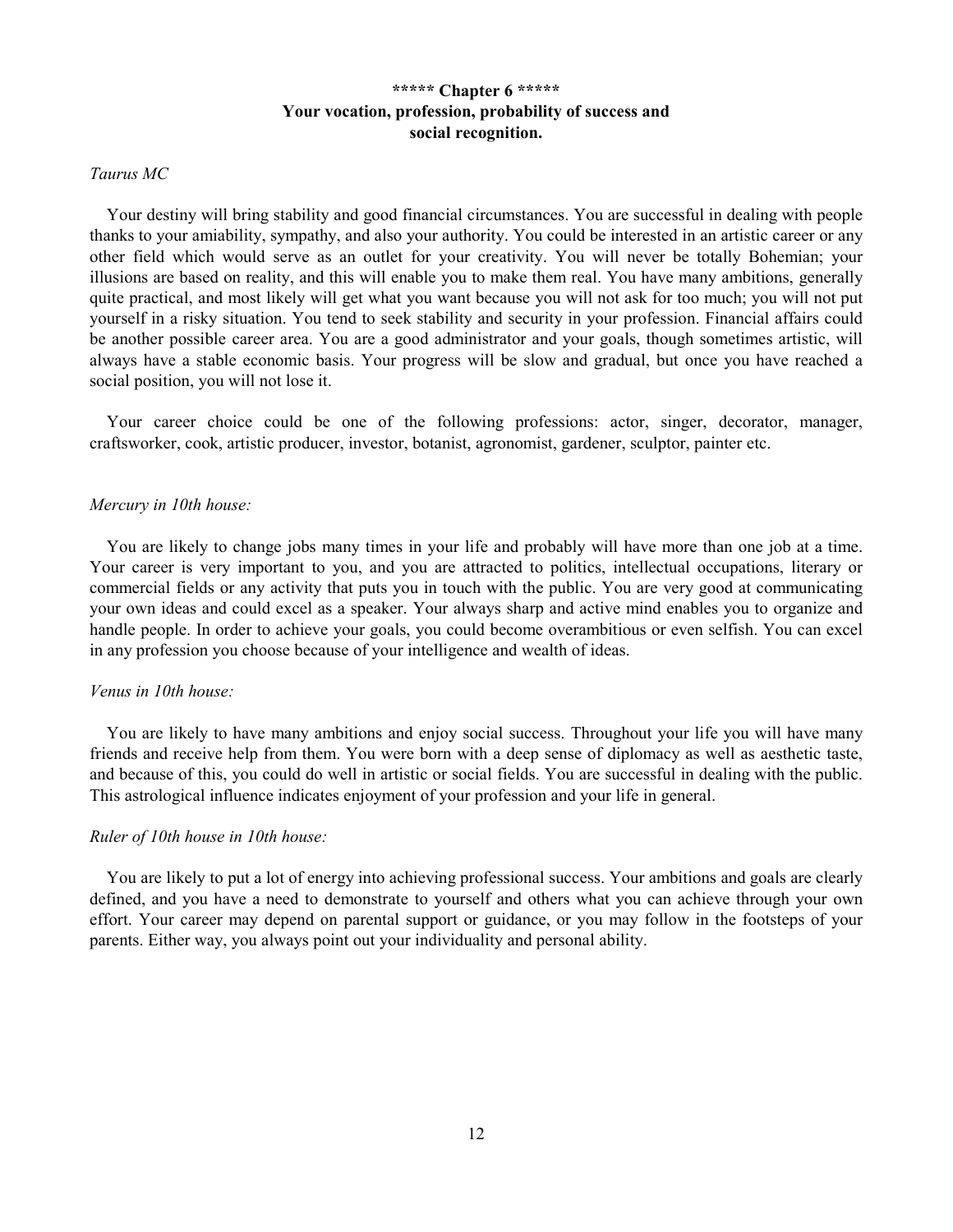## ***** Chapter 6 *****
## Your vocation, profession, probability of success and social recognition.

*Taurus MC*

Your destiny will bring stability and good financial circumstances. You are successful in dealing with people thanks to your amiability, sympathy, and also your authority. You could be interested in an artistic career or any other field which would serve as an outlet for your creativity. You will never be totally Bohemian; your illusions are based on reality, and this will enable you to make them real. You have many ambitions, generally quite practical, and most likely will get what you want because you will not ask for too much; you will not put yourself in a risky situation. You tend to seek stability and security in your profession. Financial affairs could be another possible career area. You are a good administrator and your goals, though sometimes artistic, will always have a stable economic basis. Your progress will be slow and gradual, but once you have reached a social position, you will not lose it.

Your career choice could be one of the following professions: actor, singer, decorator, manager, craftsworker, cook, artistic producer, investor, botanist, agronomist, gardener, sculptor, painter etc.

*Mercury in 10th house:*

You are likely to change jobs many times in your life and probably will have more than one job at a time. Your career is very important to you, and you are attracted to politics, intellectual occupations, literary or commercial fields or any activity that puts you in touch with the public. You are very good at communicating your own ideas and could excel as a speaker. Your always sharp and active mind enables you to organize and handle people. In order to achieve your goals, you could become overambitious or even selfish. You can excel in any profession you choose because of your intelligence and wealth of ideas.

*Venus in 10th house:*

You are likely to have many ambitions and enjoy social success. Throughout your life you will have many friends and receive help from them. You were born with a deep sense of diplomacy as well as aesthetic taste, and because of this, you could do well in artistic or social fields. You are successful in dealing with the public. This astrological influence indicates enjoyment of your profession and your life in general.

*Ruler of 10th house in 10th house:*

You are likely to put a lot of energy into achieving professional success. Your ambitions and goals are clearly defined, and you have a need to demonstrate to yourself and others what you can achieve through your own effort. Your career may depend on parental support or guidance, or you may follow in the footsteps of your parents. Either way, you always point out your individuality and personal ability.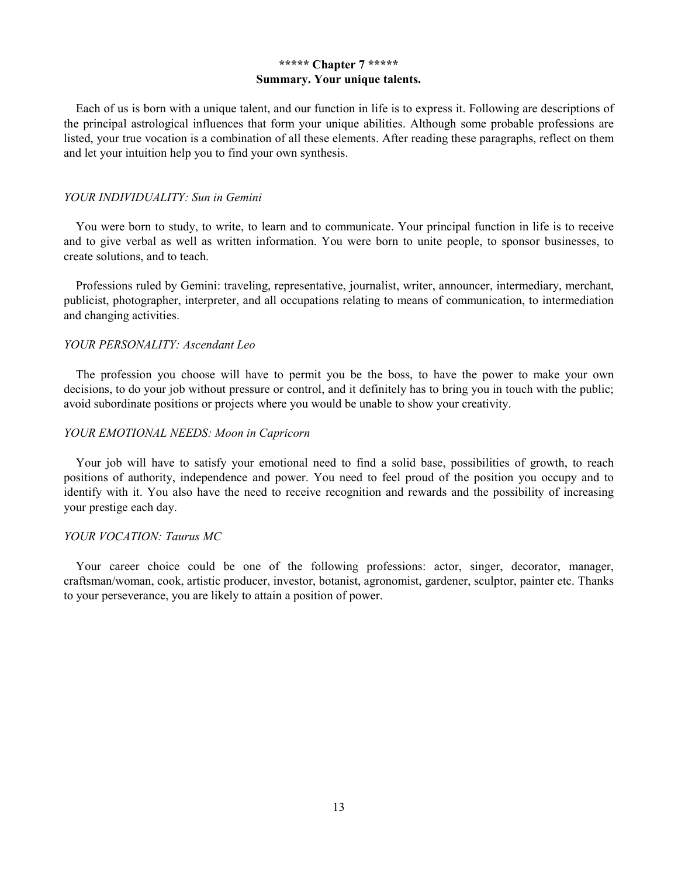## ***** Chapter 7 *****
## Summary. Your unique talents.

Each of us is born with a unique talent, and our function in life is to express it. Following are descriptions of the principal astrological influences that form your unique abilities. Although some probable professions are listed, your true vocation is a combination of all these elements. After reading these paragraphs, reflect on them and let your intuition help you to find your own synthesis.

*YOUR INDIVIDUALITY: Sun in Gemini*

You were born to study, to write, to learn and to communicate. Your principal function in life is to receive and to give verbal as well as written information. You were born to unite people, to sponsor businesses, to create solutions, and to teach.

Professions ruled by Gemini: traveling, representative, journalist, writer, announcer, intermediary, merchant, publicist, photographer, interpreter, and all occupations relating to means of communication, to intermediation and changing activities.

*YOUR PERSONALITY: Ascendant Leo*

The profession you choose will have to permit you be the boss, to have the power to make your own decisions, to do your job without pressure or control, and it definitely has to bring you in touch with the public; avoid subordinate positions or projects where you would be unable to show your creativity.

*YOUR EMOTIONAL NEEDS: Moon in Capricorn*

Your job will have to satisfy your emotional need to find a solid base, possibilities of growth, to reach positions of authority, independence and power. You need to feel proud of the position you occupy and to identify with it. You also have the need to receive recognition and rewards and the possibility of increasing your prestige each day.

*YOUR VOCATION: Taurus MC*

Your career choice could be one of the following professions: actor, singer, decorator, manager, craftsman/woman, cook, artistic producer, investor, botanist, agronomist, gardener, sculptor, painter etc. Thanks to your perseverance, you are likely to attain a position of power.